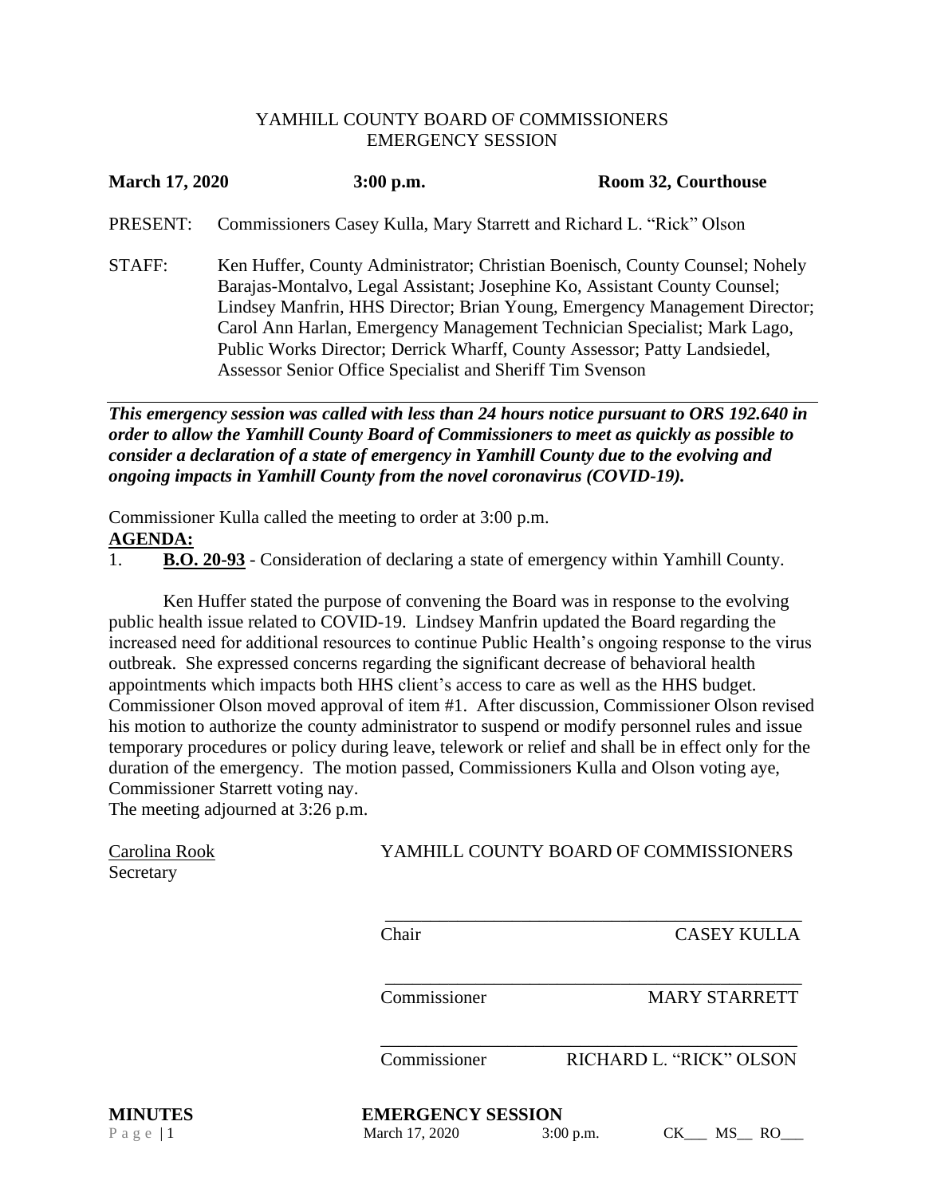# YAMHILL COUNTY BOARD OF COMMISSIONERS
## EMERGENCY SESSION

**March 17, 2020** **3:00 p.m.** **Room 32, Courthouse**

PRESENT: Commissioners Casey Kulla, Mary Starrett and Richard L. "Rick" Olson

STAFF: Ken Huffer, County Administrator; Christian Boenisch, County Counsel; Nohely Barajas-Montalvo, Legal Assistant; Josephine Ko, Assistant County Counsel; Lindsey Manfrin, HHS Director; Brian Young, Emergency Management Director; Carol Ann Harlan, Emergency Management Technician Specialist; Mark Lago, Public Works Director; Derrick Wharff, County Assessor; Patty Landsiedel, Assessor Senior Office Specialist and Sheriff Tim Svenson

***This emergency session was called with less than 24 hours notice pursuant to ORS 192.640 in order to allow the Yamhill County Board of Commissioners to meet as quickly as possible to consider a declaration of a state of emergency in Yamhill County due to the evolving and ongoing impacts in Yamhill County from the novel coronavirus (COVID-19).***

Commissioner Kulla called the meeting to order at 3:00 p.m.

**AGENDA:**

1. **B.O. 20-93** - Consideration of declaring a state of emergency within Yamhill County.

Ken Huffer stated the purpose of convening the Board was in response to the evolving public health issue related to COVID-19. Lindsey Manfrin updated the Board regarding the increased need for additional resources to continue Public Health's ongoing response to the virus outbreak. She expressed concerns regarding the significant decrease of behavioral health appointments which impacts both HHS client's access to care as well as the HHS budget. Commissioner Olson moved approval of item #1. After discussion, Commissioner Olson revised his motion to authorize the county administrator to suspend or modify personnel rules and issue temporary procedures or policy during leave, telework or relief and shall be in effect only for the duration of the emergency. The motion passed, Commissioners Kulla and Olson voting aye, Commissioner Starrett voting nay.

The meeting adjourned at 3:26 p.m.

Carolina Rook
Secretary

YAMHILL COUNTY BOARD OF COMMISSIONERS

\_\_\_\_\_\_\_\_\_\_\_\_\_\_\_\_\_\_\_\_\_\_\_\_\_\_\_\_\_\_\_\_\_\_\_\_\_\_\_\_
Chair CASEY KULLA

\_\_\_\_\_\_\_\_\_\_\_\_\_\_\_\_\_\_\_\_\_\_\_\_\_\_\_\_\_\_\_\_\_\_\_\_\_\_\_\_
Commissioner MARY STARRETT

\_\_\_\_\_\_\_\_\_\_\_\_\_\_\_\_\_\_\_\_\_\_\_\_\_\_\_\_\_\_\_\_\_\_\_\_\_\_\_\_
Commissioner RICHARD L. "RICK" OLSON